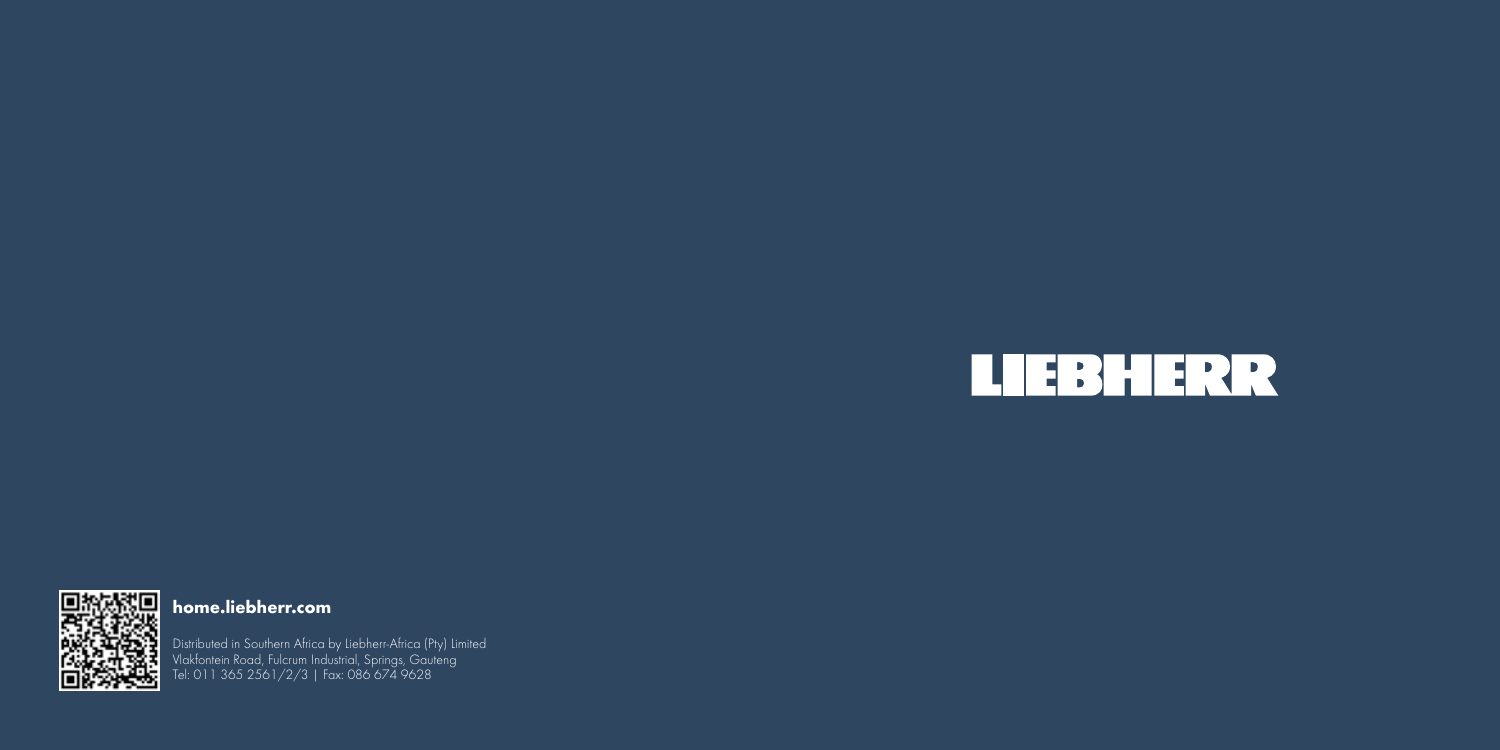LIEBHERR

**home.liebherr.com**

Distributed in Southern Africa by Liebherr-Africa (Pty) Limited
Vlakfontein Road, Fulcrum Industrial, Springs, Gauteng
Tel: 011 365 2561/2/3 | Fax: 086 674 9628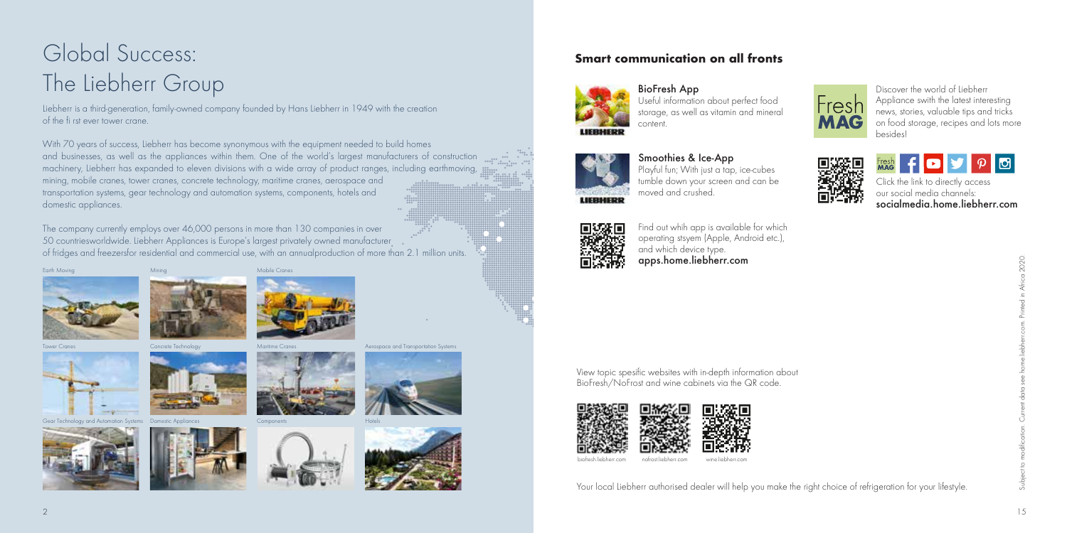# Global Success: The Liebherr Group

Liebherr is a third-generation, family-owned company founded by Hans Liebherr in 1949 with the creation of the fi rst ever tower crane.

With 70 years of success, Liebherr has become synonymous with the equipment needed to build homes and businesses, as well as the appliances within them. One of the world's largest manufacturers of construction machinery, Liebherr has expanded to eleven divisions with a wide array of product ranges, including earthmoving, mining, mobile cranes, tower cranes, concrete technology, maritime cranes, aerospace and transportation systems, gear technology and automation systems, components, hotels and domestic appliances.

The company currently employs over 46,000 persons in more than 130 companies in over 50 countriesworldwide. Liebherr Appliances is Europe's largest privately owned manufacturer of fridges and freezersfor residential and commercial use, with an annualproduction of more than 2.1 million units.

Earth Moving

Mining

Mobile Cranes

Tower Cranes

Concrete Technology

Maritime Cranes

Aerospace and Transportation Systems

Gear Technology and Automation Systems

Domestic Appliances

Components

Hotels

## Smart communication on all fronts

**BioFresh App**
Useful information about perfect food storage, as well as vitamin and mineral content.

**Smoothies & Ice-App**
Playful fun; With just a tap, ice-cubes tumble down your screen and can be moved and crushed.

Find out whih app is available for which operating stsyem (Apple, Android etc.), and which device type.
**apps.home.liebherr.com**

Discover the world of Liebherr Appliance swith the latest interesting news, stories, valuable tips and tricks on food storage, recipes and lots more besides!

Click the link to directly access our social media channels:
**socialmedia.home.liebherr.com**

View topic spesific websites with in-depth information about BioFresh/NoFrost and wine cabinets via the QR code.

biofresh.liebherr.com

nofrost.liebherr.com

wine.liebherr.com

Your local Liebherr authorised dealer will help you make the right choice of refrigeration for your lifestyle.

Subject to modification. Current data see home.liebherr.com. Printed in Africa 2020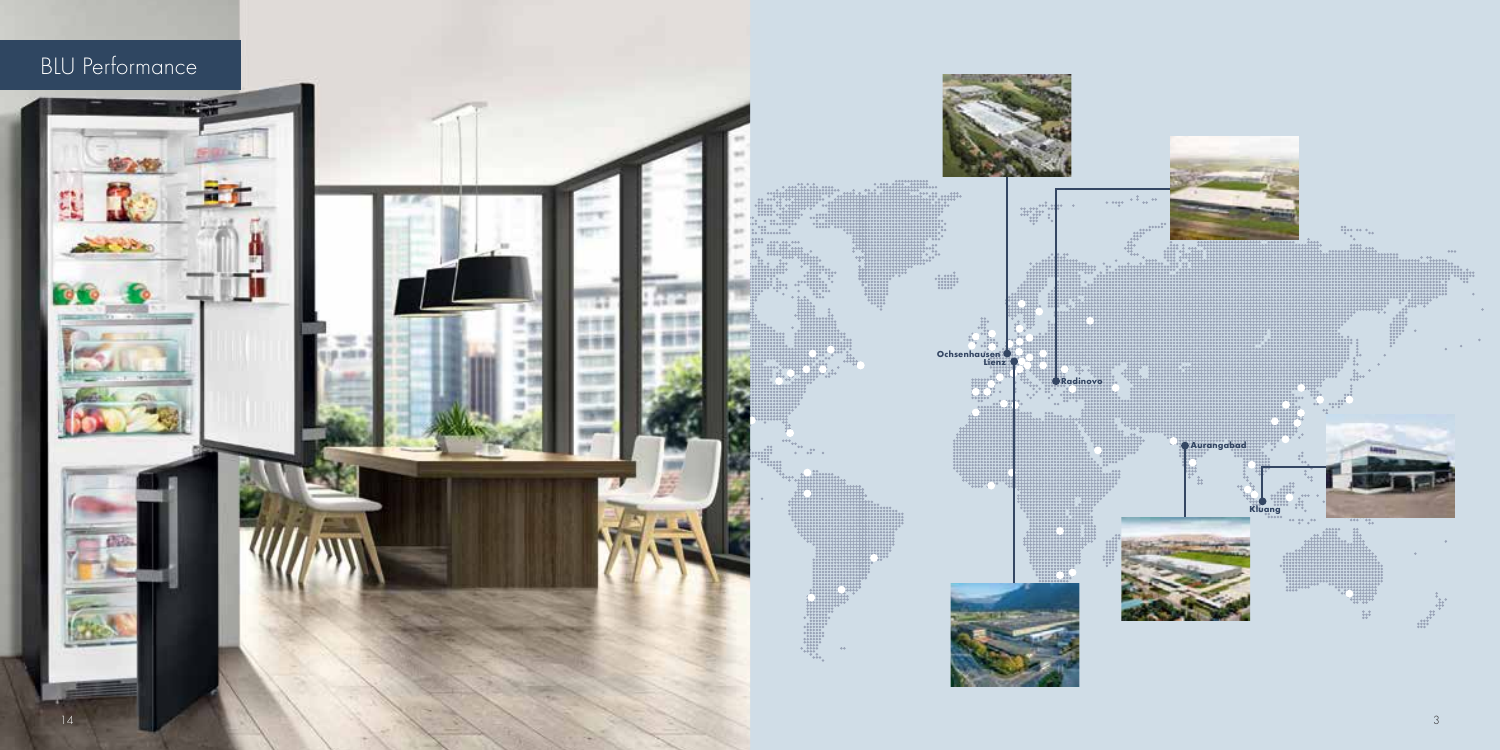## BLU Performance

Ochsenhausen

Lienz

Radinovo

Aurangabad

Kluang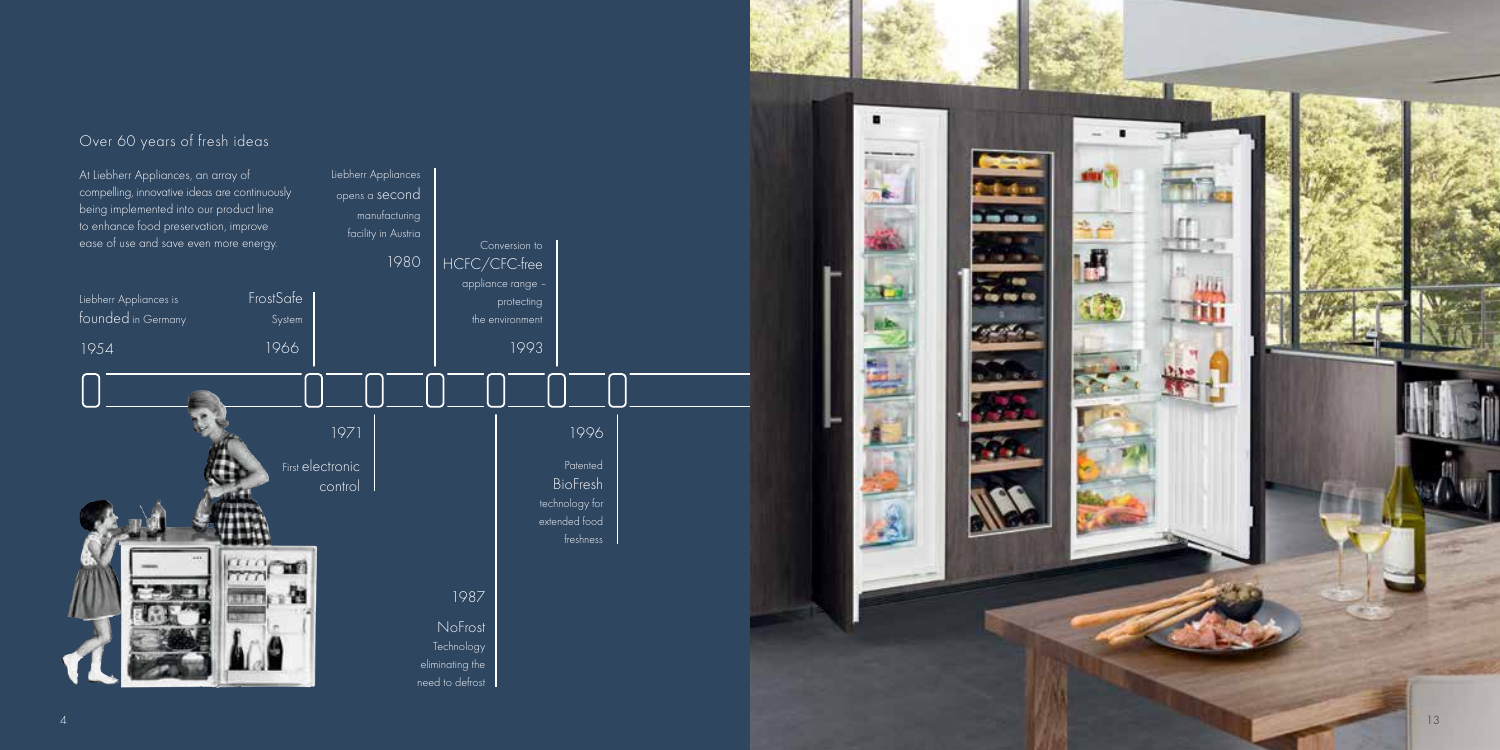## Over 60 years of fresh ideas

At Liebherr Appliances, an array of compelling, innovative ideas are continuously being implemented into our product line to enhance food preservation, improve ease of use and save even more energy.

**1954** – Liebherr Appliances is founded in Germany

**1966** – FrostSafe System

**1971** – First electronic control

**1980** – Liebherr Appliances opens a second manufacturing facility in Austria

**1987** – NoFrost Technology eliminating the need to defrost

**1993** – Conversion to HCFC/CFC-free appliance range – protecting the environment

**1996** – Patented BioFresh technology for extended food freshness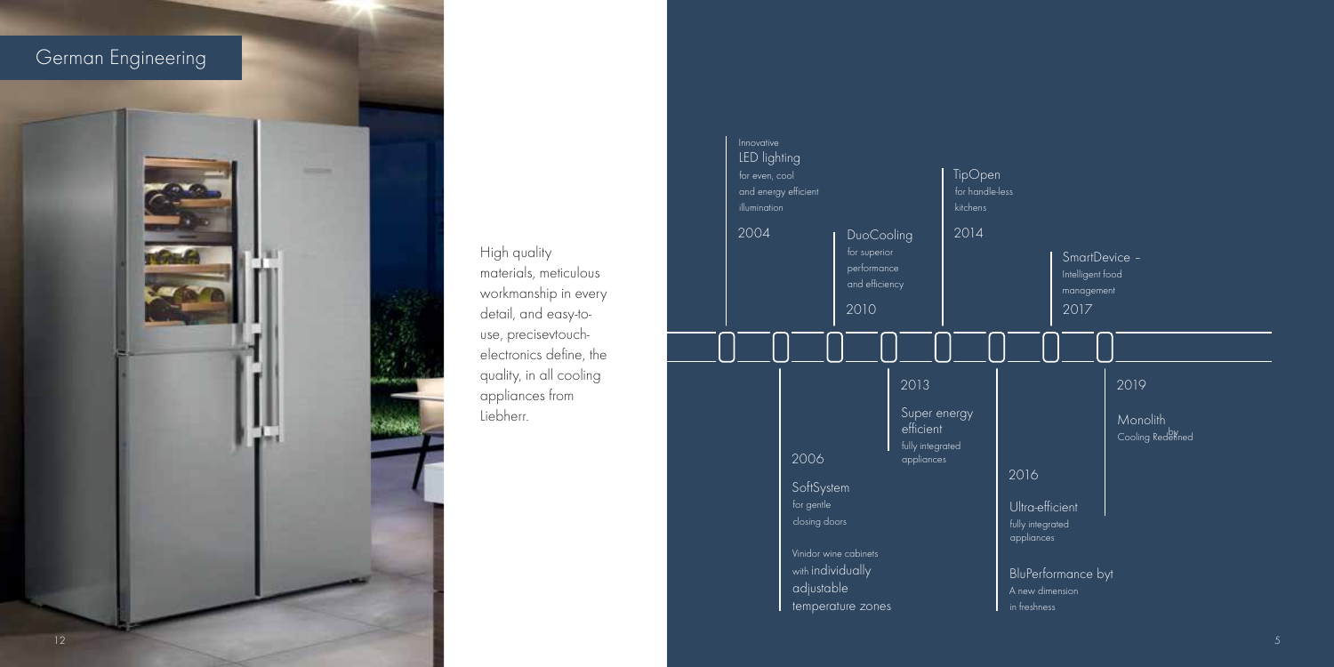## German Engineering

High quality materials, meticulous workmanship in every detail, and easy-to-use, precisevtouch-electronics define, the quality, in all cooling appliances from Liebherr.

**2004** – Innovative LED lighting for even, cool and energy efficient illumination

**2006** – SoftSystem for gentle closing doors

Vinidor wine cabinets with individually adjustable temperature zones

**2010** – DuoCooling for superior performance and efficiency

**2013** – Super energy efficient fully integrated appliances

**2014** – TipOpen for handle-less kitchens

**2016** – Ultra-efficient fully integrated appliances

BluPerformance byt A new dimension in freshness

**2017** – SmartDevice – Intelligent food management

**2019** – Monolith by Cooling Redefined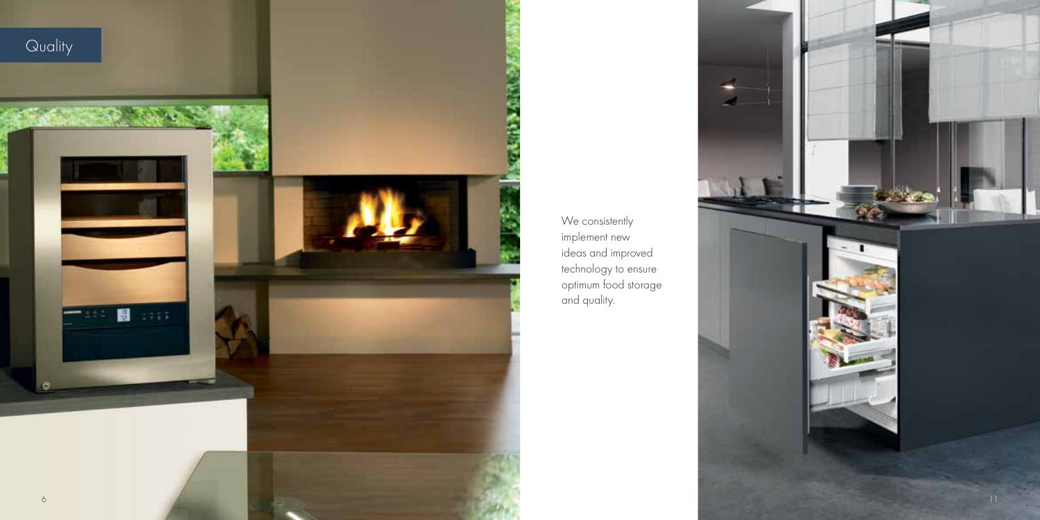# Quality

We consistently implement new ideas and improved technology to ensure optimum food storage and quality.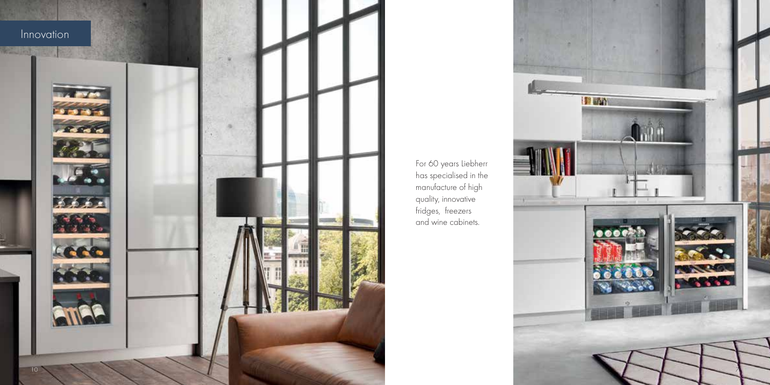## Innovation

For 60 years Liebherr has specialised in the manufacture of high quality, innovative fridges, freezers and wine cabinets.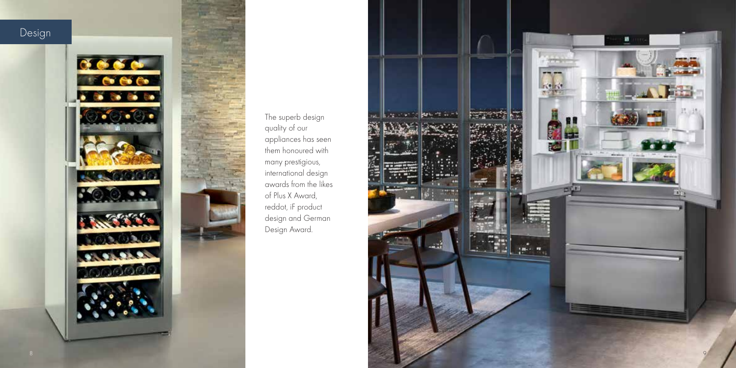# Design

The superb design quality of our appliances has seen them honoured with many prestigious, international design awards from the likes of Plus X Award, reddot, iF product design and German Design Award.